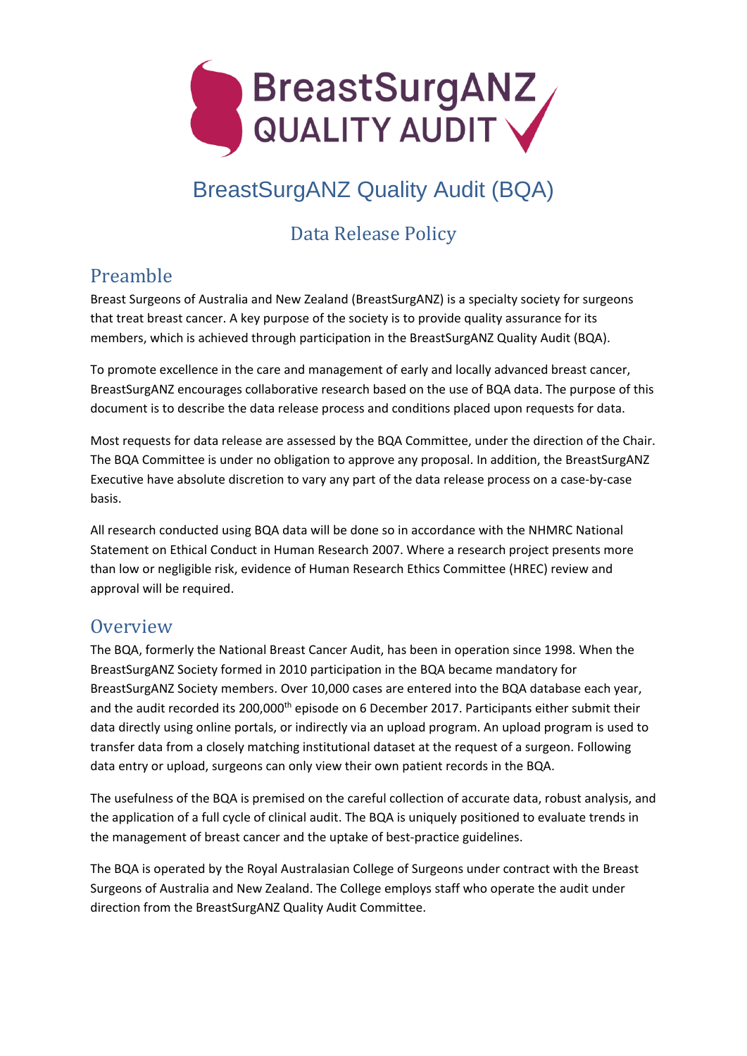# BreastSurgANZ Quality Audit (BQA)

## Data Release Policy

## Preamble

Breast Surgeons of Australia and New Zealand (BreastSurgANZ) is a specialty society for surgeons that treat breast cancer. A key purpose of the society is to provide quality assurance for its members, which is achieved through participation in the BreastSurgANZ Quality Audit (BQA).

To promote excellence in the care and management of early and locally advanced breast cancer, BreastSurgANZ encourages collaborative research based on the use of BQA data. The purpose of this document is to describe the data release process and conditions placed upon requests for data.

Most requests for data release are assessed by the BQA Committee, under the direction of the Chair. The BQA Committee is under no obligation to approve any proposal. In addition, the BreastSurgANZ Executive have absolute discretion to vary any part of the data release process on a case-by-case basis.

All research conducted using BQA data will be done so in accordance with the NHMRC National Statement on Ethical Conduct in Human Research 2007. Where a research project presents more than low or negligible risk, evidence of Human Research Ethics Committee (HREC) review and approval will be required.

## Overview

The BQA, formerly the National Breast Cancer Audit, has been in operation since 1998. When the BreastSurgANZ Society formed in 2010 participation in the BQA became mandatory for BreastSurgANZ Society members. Over 10,000 cases are entered into the BQA database each year, and the audit recorded its 200,000th episode on 6 December 2017. Participants either submit their data directly using online portals, or indirectly via an upload program. An upload program is used to transfer data from a closely matching institutional dataset at the request of a surgeon. Following data entry or upload, surgeons can only view their own patient records in the BQA.

The usefulness of the BQA is premised on the careful collection of accurate data, robust analysis, and the application of a full cycle of clinical audit. The BQA is uniquely positioned to evaluate trends in the management of breast cancer and the uptake of best-practice guidelines.

The BQA is operated by the Royal Australasian College of Surgeons under contract with the Breast Surgeons of Australia and New Zealand. The College employs staff who operate the audit under direction from the BreastSurgANZ Quality Audit Committee.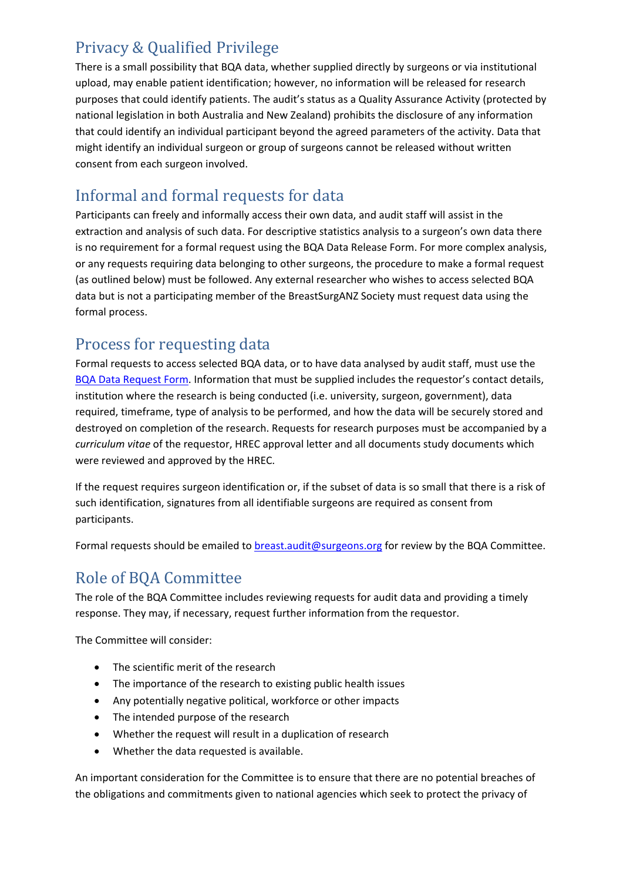## Privacy & Qualified Privilege

There is a small possibility that BQA data, whether supplied directly by surgeons or via institutional upload, may enable patient identification; however, no information will be released for research purposes that could identify patients. The audit's status as a Quality Assurance Activity (protected by national legislation in both Australia and New Zealand) prohibits the disclosure of any information that could identify an individual participant beyond the agreed parameters of the activity. Data that might identify an individual surgeon or group of surgeons cannot be released without written consent from each surgeon involved.

## Informal and formal requests for data

Participants can freely and informally access their own data, and audit staff will assist in the extraction and analysis of such data. For descriptive statistics analysis to a surgeon's own data there is no requirement for a formal request using the BQA Data Release Form. For more complex analysis, or any requests requiring data belonging to other surgeons, the procedure to make a formal request (as outlined below) must be followed. Any external researcher who wishes to access selected BQA data but is not a participating member of the BreastSurgANZ Society must request data using the formal process.

## Process for requesting data

Formal requests to access selected BQA data, or to have data analysed by audit staff, must use the [BQA Data Request Form](). Information that must be supplied includes the requestor's contact details, institution where the research is being conducted (i.e. university, surgeon, government), data required, timeframe, type of analysis to be performed, and how the data will be securely stored and destroyed on completion of the research. Requests for research purposes must be accompanied by a *curriculum vitae* of the requestor, HREC approval letter and all documents study documents which were reviewed and approved by the HREC.

If the request requires surgeon identification or, if the subset of data is so small that there is a risk of such identification, signatures from all identifiable surgeons are required as consent from participants.

Formal requests should be emailed to [breast.audit@surgeons.org](mailto:breast.audit@surgeons.org) for review by the BQA Committee.

## Role of BQA Committee

The role of the BQA Committee includes reviewing requests for audit data and providing a timely response. They may, if necessary, request further information from the requestor.

The Committee will consider:

- The scientific merit of the research
- The importance of the research to existing public health issues
- Any potentially negative political, workforce or other impacts
- The intended purpose of the research
- Whether the request will result in a duplication of research
- Whether the data requested is available.

An important consideration for the Committee is to ensure that there are no potential breaches of the obligations and commitments given to national agencies which seek to protect the privacy of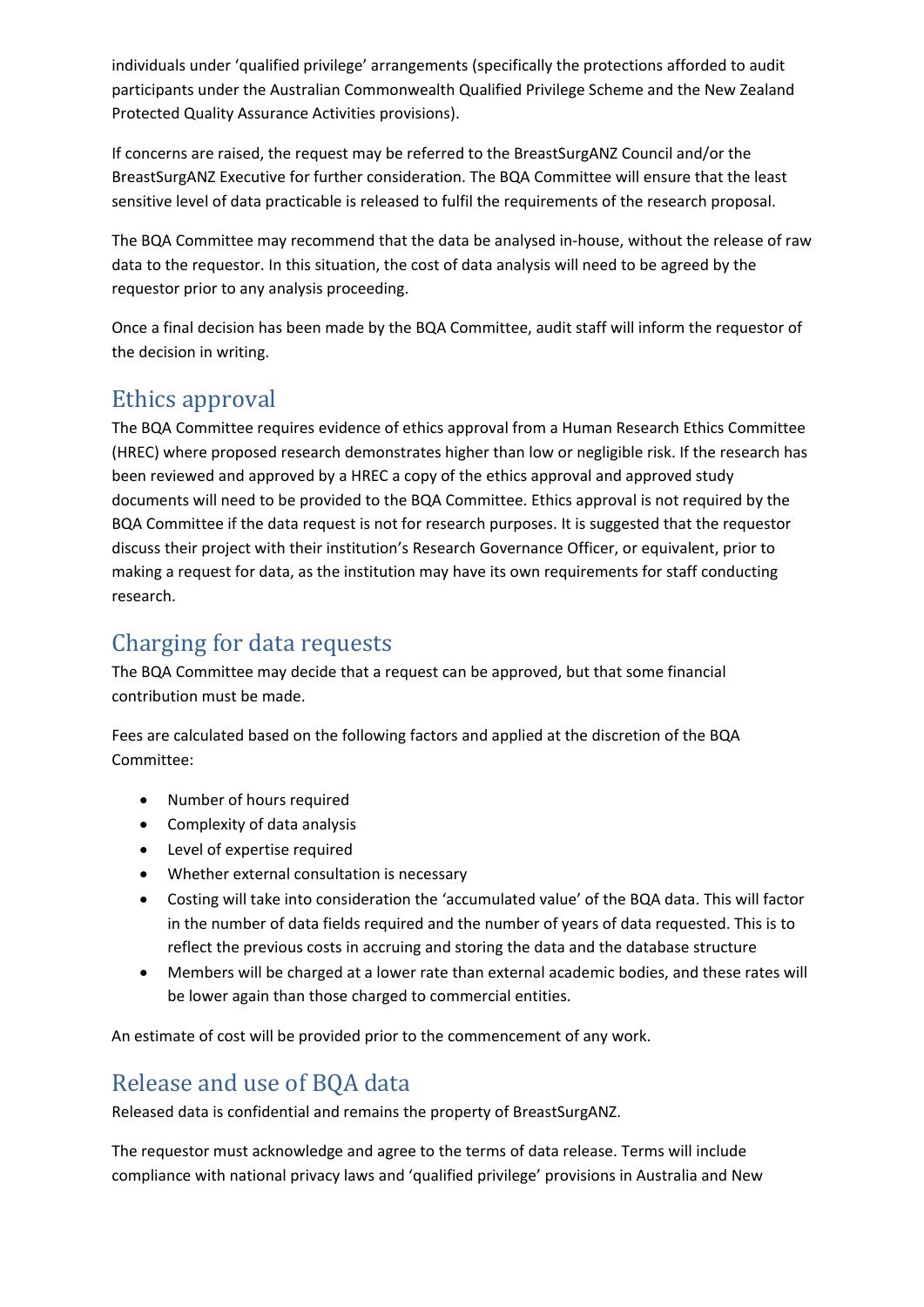individuals under 'qualified privilege' arrangements (specifically the protections afforded to audit participants under the Australian Commonwealth Qualified Privilege Scheme and the New Zealand Protected Quality Assurance Activities provisions).

If concerns are raised, the request may be referred to the BreastSurgANZ Council and/or the BreastSurgANZ Executive for further consideration. The BQA Committee will ensure that the least sensitive level of data practicable is released to fulfil the requirements of the research proposal.

The BQA Committee may recommend that the data be analysed in-house, without the release of raw data to the requestor. In this situation, the cost of data analysis will need to be agreed by the requestor prior to any analysis proceeding.

Once a final decision has been made by the BQA Committee, audit staff will inform the requestor of the decision in writing.

## Ethics approval

The BQA Committee requires evidence of ethics approval from a Human Research Ethics Committee (HREC) where proposed research demonstrates higher than low or negligible risk. If the research has been reviewed and approved by a HREC a copy of the ethics approval and approved study documents will need to be provided to the BQA Committee. Ethics approval is not required by the BQA Committee if the data request is not for research purposes. It is suggested that the requestor discuss their project with their institution's Research Governance Officer, or equivalent, prior to making a request for data, as the institution may have its own requirements for staff conducting research.

## Charging for data requests

The BQA Committee may decide that a request can be approved, but that some financial contribution must be made.

Fees are calculated based on the following factors and applied at the discretion of the BQA Committee:

- Number of hours required
- Complexity of data analysis
- Level of expertise required
- Whether external consultation is necessary
- Costing will take into consideration the 'accumulated value' of the BQA data. This will factor in the number of data fields required and the number of years of data requested. This is to reflect the previous costs in accruing and storing the data and the database structure
- Members will be charged at a lower rate than external academic bodies, and these rates will be lower again than those charged to commercial entities.

An estimate of cost will be provided prior to the commencement of any work.

## Release and use of BQA data

Released data is confidential and remains the property of BreastSurgANZ.

The requestor must acknowledge and agree to the terms of data release. Terms will include compliance with national privacy laws and 'qualified privilege' provisions in Australia and New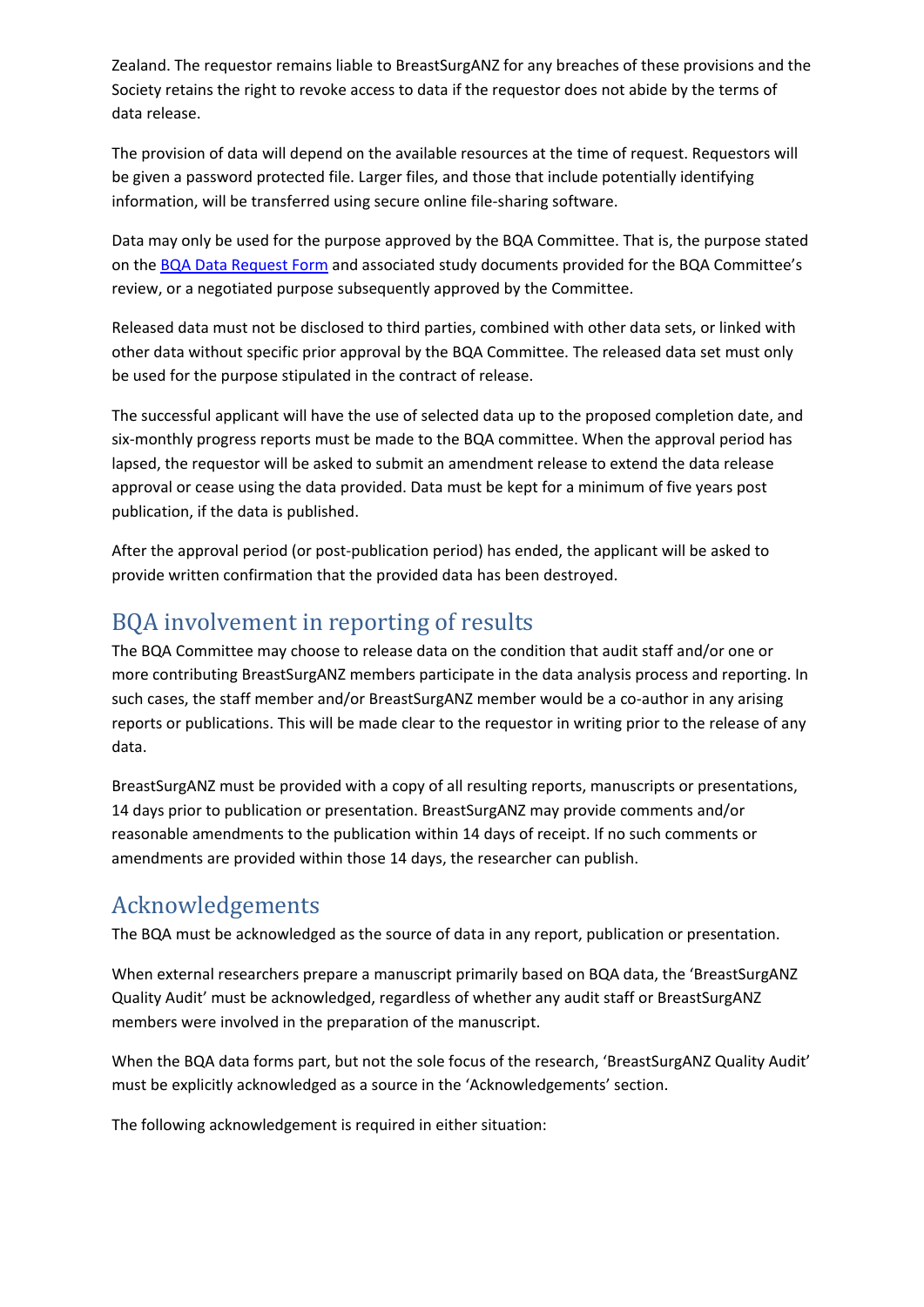Zealand. The requestor remains liable to BreastSurgANZ for any breaches of these provisions and the Society retains the right to revoke access to data if the requestor does not abide by the terms of data release.

The provision of data will depend on the available resources at the time of request. Requestors will be given a password protected file. Larger files, and those that include potentially identifying information, will be transferred using secure online file-sharing software.

Data may only be used for the purpose approved by the BQA Committee. That is, the purpose stated on the [BQA Data Request Form] and associated study documents provided for the BQA Committee's review, or a negotiated purpose subsequently approved by the Committee.

Released data must not be disclosed to third parties, combined with other data sets, or linked with other data without specific prior approval by the BQA Committee. The released data set must only be used for the purpose stipulated in the contract of release.

The successful applicant will have the use of selected data up to the proposed completion date, and six-monthly progress reports must be made to the BQA committee. When the approval period has lapsed, the requestor will be asked to submit an amendment release to extend the data release approval or cease using the data provided. Data must be kept for a minimum of five years post publication, if the data is published.

After the approval period (or post-publication period) has ended, the applicant will be asked to provide written confirmation that the provided data has been destroyed.

## BQA involvement in reporting of results

The BQA Committee may choose to release data on the condition that audit staff and/or one or more contributing BreastSurgANZ members participate in the data analysis process and reporting. In such cases, the staff member and/or BreastSurgANZ member would be a co-author in any arising reports or publications. This will be made clear to the requestor in writing prior to the release of any data.

BreastSurgANZ must be provided with a copy of all resulting reports, manuscripts or presentations, 14 days prior to publication or presentation. BreastSurgANZ may provide comments and/or reasonable amendments to the publication within 14 days of receipt. If no such comments or amendments are provided within those 14 days, the researcher can publish.

## Acknowledgements

The BQA must be acknowledged as the source of data in any report, publication or presentation.

When external researchers prepare a manuscript primarily based on BQA data, the 'BreastSurgANZ Quality Audit' must be acknowledged, regardless of whether any audit staff or BreastSurgANZ members were involved in the preparation of the manuscript.

When the BQA data forms part, but not the sole focus of the research, 'BreastSurgANZ Quality Audit' must be explicitly acknowledged as a source in the 'Acknowledgements' section.

The following acknowledgement is required in either situation: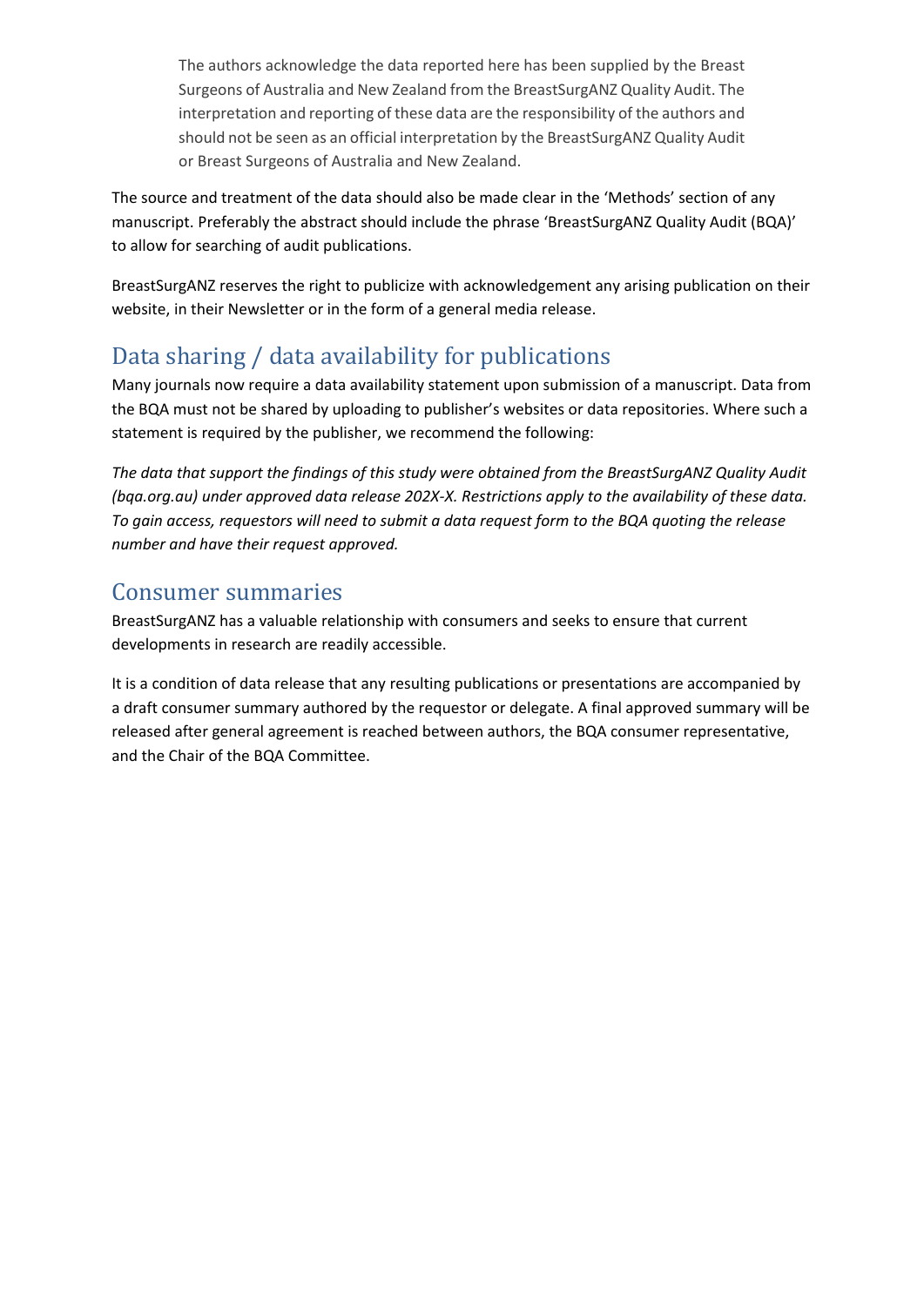> The authors acknowledge the data reported here has been supplied by the Breast Surgeons of Australia and New Zealand from the BreastSurgANZ Quality Audit. The interpretation and reporting of these data are the responsibility of the authors and should not be seen as an official interpretation by the BreastSurgANZ Quality Audit or Breast Surgeons of Australia and New Zealand.

The source and treatment of the data should also be made clear in the 'Methods' section of any manuscript. Preferably the abstract should include the phrase 'BreastSurgANZ Quality Audit (BQA)' to allow for searching of audit publications.

BreastSurgANZ reserves the right to publicize with acknowledgement any arising publication on their website, in their Newsletter or in the form of a general media release.

## Data sharing / data availability for publications

Many journals now require a data availability statement upon submission of a manuscript. Data from the BQA must not be shared by uploading to publisher's websites or data repositories. Where such a statement is required by the publisher, we recommend the following:

*The data that support the findings of this study were obtained from the BreastSurgANZ Quality Audit (bqa.org.au) under approved data release 202X-X. Restrictions apply to the availability of these data. To gain access, requestors will need to submit a data request form to the BQA quoting the release number and have their request approved.*

## Consumer summaries

BreastSurgANZ has a valuable relationship with consumers and seeks to ensure that current developments in research are readily accessible.

It is a condition of data release that any resulting publications or presentations are accompanied by a draft consumer summary authored by the requestor or delegate. A final approved summary will be released after general agreement is reached between authors, the BQA consumer representative, and the Chair of the BQA Committee.